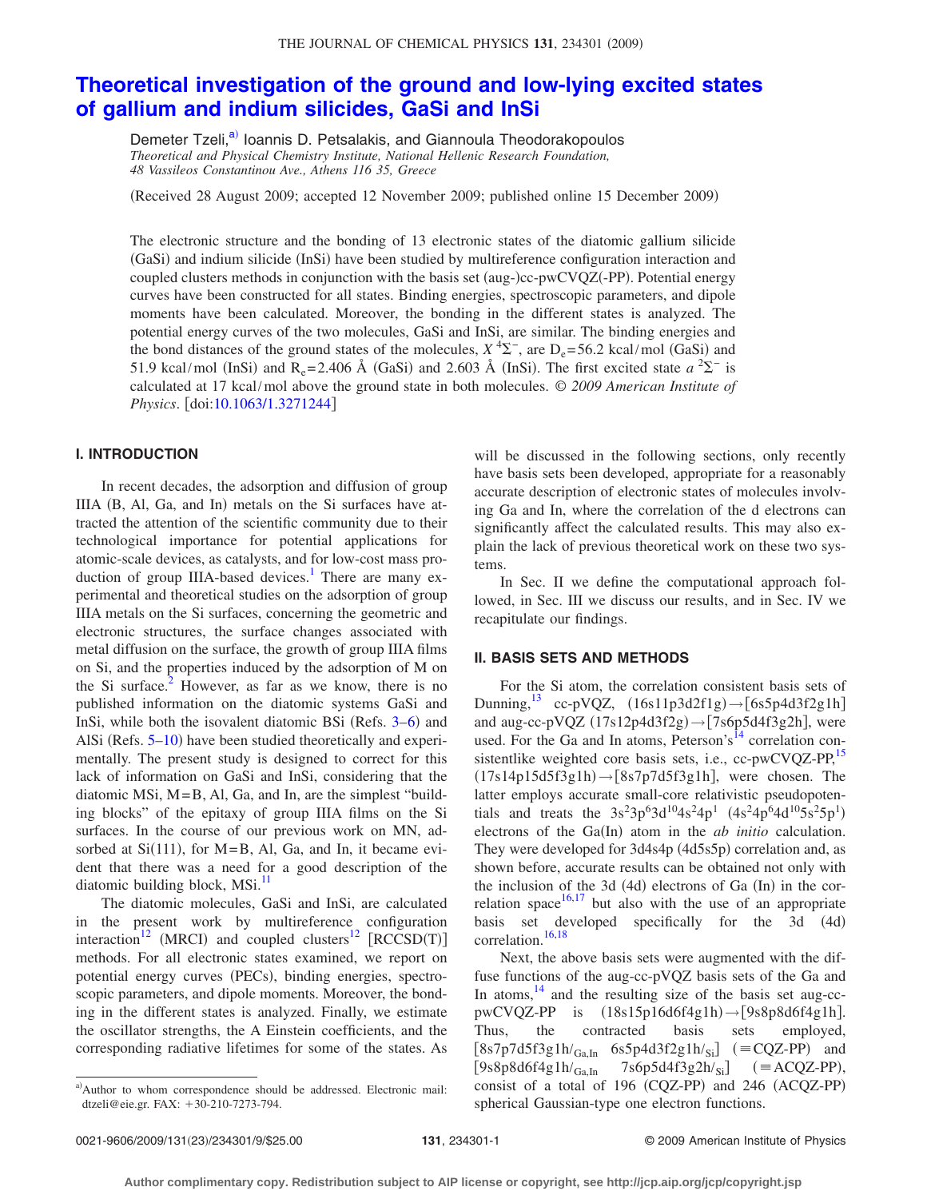# Theoretical investigation of the ground and low-lying excited states of gallium and indium silicides, GaSi and InSi

Demeter Tzeli,[a)] Ioannis D. Petsalakis, and Giannoula Theodorakopoulos

*Theoretical and Physical Chemistry Institute, National Hellenic Research Foundation, 48 Vassileos Constantinou Ave., Athens 116 35, Greece*

(Received 28 August 2009; accepted 12 November 2009; published online 15 December 2009)

The electronic structure and the bonding of 13 electronic states of the diatomic gallium silicide (GaSi) and indium silicide (InSi) have been studied by multireference configuration interaction and coupled clusters methods in conjunction with the basis set (aug-)cc-pwCVQZ(-PP). Potential energy curves have been constructed for all states. Binding energies, spectroscopic parameters, and dipole moments have been calculated. Moreover, the bonding in the different states is analyzed. The potential energy curves of the two molecules, GaSi and InSi, are similar. The binding energies and the bond distances of the ground states of the molecules, $X\,^4\Sigma^-$, are $D_e$=56.2 kcal/mol (GaSi) and 51.9 kcal/mol (InSi) and $R_e$=2.406 Å (GaSi) and 2.603 Å (InSi). The first excited state $a\,^2\Sigma^-$ is calculated at 17 kcal/mol above the ground state in both molecules. © *2009 American Institute of Physics*. [doi:10.1063/1.3271244]

## I. INTRODUCTION

In recent decades, the adsorption and diffusion of group IIIA (B, Al, Ga, and In) metals on the Si surfaces have attracted the attention of the scientific community due to their technological importance for potential applications for atomic-scale devices, as catalysts, and for low-cost mass production of group IIIA-based devices.[1] There are many experimental and theoretical studies on the adsorption of group IIIA metals on the Si surfaces, concerning the geometric and electronic structures, the surface changes associated with metal diffusion on the surface, the growth of group IIIA films on Si, and the properties induced by the adsorption of M on the Si surface.[2] However, as far as we know, there is no published information on the diatomic systems GaSi and InSi, while both the isovalent diatomic BSi (Refs. 3–6) and AlSi (Refs. 5–10) have been studied theoretically and experimentally. The present study is designed to correct for this lack of information on GaSi and InSi, considering that the diatomic MSi, M=B, Al, Ga, and In, are the simplest "building blocks" of the epitaxy of group IIIA films on the Si surfaces. In the course of our previous work on MN, adsorbed at Si(111), for M=B, Al, Ga, and In, it became evident that there was a need for a good description of the diatomic building block, MSi.[11]

The diatomic molecules, GaSi and InSi, are calculated in the present work by multireference configuration interaction[12] (MRCI) and coupled clusters[12] [RCCSD(T)] methods. For all electronic states examined, we report on potential energy curves (PECs), binding energies, spectroscopic parameters, and dipole moments. Moreover, the bonding in the different states is analyzed. Finally, we estimate the oscillator strengths, the A Einstein coefficients, and the corresponding radiative lifetimes for some of the states. As will be discussed in the following sections, only recently have basis sets been developed, appropriate for a reasonably accurate description of electronic states of molecules involving Ga and In, where the correlation of the d electrons can significantly affect the calculated results. This may also explain the lack of previous theoretical work on these two systems.

In Sec. II we define the computational approach followed, in Sec. III we discuss our results, and in Sec. IV we recapitulate our findings.

## II. BASIS SETS AND METHODS

For the Si atom, the correlation consistent basis sets of Dunning,[13] cc-pVQZ, $(16s11p3d2f1g)\rightarrow[6s5p4d3f2g1h]$ and aug-cc-pVQZ $(17s12p4d3f2g)\rightarrow[7s6p5d4f3g2h]$, were used. For the Ga and In atoms, Peterson's[14] correlation consistentlike weighted core basis sets, i.e., cc-pwCVQZ-PP,[15] $(17s14p15d5f3g1h)\rightarrow[8s7p7d5f3g1h]$, were chosen. The latter employs accurate small-core relativistic pseudopotentials and treats the $3s^23p^63d^{10}4s^24p^1$ $(4s^24p^64d^{10}5s^25p^1)$ electrons of the Ga(In) atom in the *ab initio* calculation. They were developed for 3d4s4p (4d5s5p) correlation and, as shown before, accurate results can be obtained not only with the inclusion of the 3d (4d) electrons of Ga (In) in the correlation space[16,17] but also with the use of an appropriate basis set developed specifically for the 3d (4d) correlation.[16,18]

Next, the above basis sets were augmented with the diffuse functions of the aug-cc-pVQZ basis sets of the Ga and In atoms,[14] and the resulting size of the basis set aug-cc-pwCVQZ-PP is $(18s15p16d6f4g1h)\rightarrow[9s8p8d6f4g1h]$. Thus, the contracted basis sets employed, $[8s7p7d5f3g1h/_{\mathrm{Ga,In}}\ \ 6s5p4d3f2g1h/_{\mathrm{Si}}]$ (≡CQZ-PP) and $[9s8p8d6f4g1h/_{\mathrm{Ga,In}}\ \ 7s6p5d4f3g2h/_{\mathrm{Si}}]$ (≡ACQZ-PP), consist of a total of 196 (CQZ-PP) and 246 (ACQZ-PP) spherical Gaussian-type one electron functions.

---

a)Author to whom correspondence should be addressed. Electronic mail: dtzeli@eie.gr. FAX: +30-210-7273-794.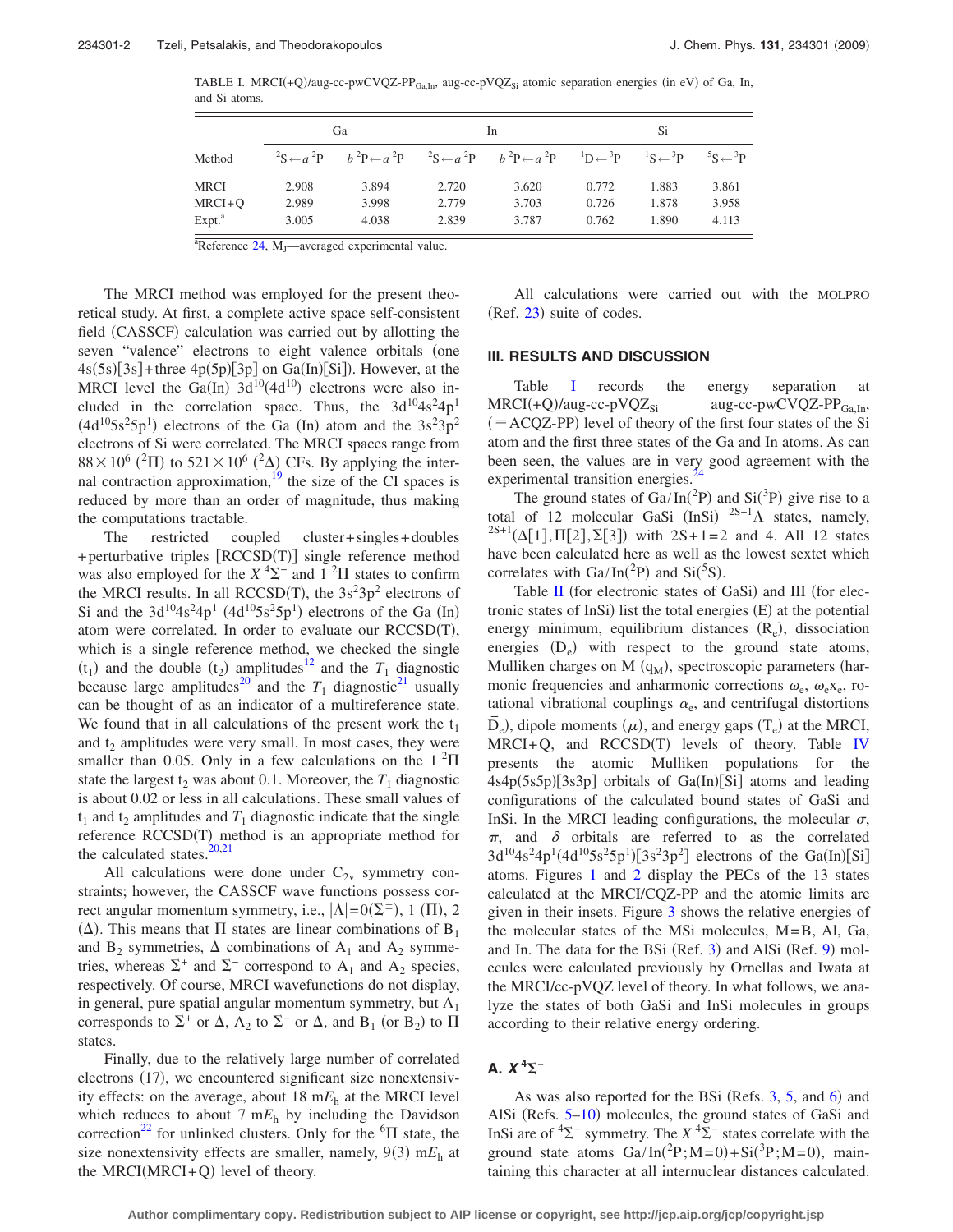TABLE I. MRCI(+Q)/aug-cc-pwCVQZ-$PP_{Ga,In}$, aug-cc-$pVQZ_{Si}$ atomic separation energies (in eV) of Ga, In, and Si atoms.

| Method | Ga | | In | | Si | | |
|---|---|---|---|---|---|---|---|
| | $^2S \leftarrow a\,^2P$ | $b\,^2P \leftarrow a\,^2P$ | $^2S \leftarrow a\,^2P$ | $b\,^2P \leftarrow a\,^2P$ | $^1D \leftarrow {}^3P$ | $^1S \leftarrow {}^3P$ | $^5S \leftarrow {}^3P$ |
| MRCI | 2.908 | 3.894 | 2.720 | 3.620 | 0.772 | 1.883 | 3.861 |
| MRCI+Q | 2.989 | 3.998 | 2.779 | 3.703 | 0.726 | 1.878 | 3.958 |
| Expt.[a] | 3.005 | 4.038 | 2.839 | 3.787 | 0.762 | 1.890 | 4.113 |

[a]Reference 24, $M_J$—averaged experimental value.

The MRCI method was employed for the present theoretical study. At first, a complete active space self-consistent field (CASSCF) calculation was carried out by allotting the seven "valence" electrons to eight valence orbitals (one 4s(5s)[3s]+three 4p(5p)[3p] on Ga(In)[Si]). However, at the MRCI level the Ga(In) $3d^{10}$($4d^{10}$) electrons were also included in the correlation space. Thus, the $3d^{10}4s^24p^1$ ($4d^{10}5s^25p^1$) electrons of the Ga (In) atom and the $3s^23p^2$ electrons of Si were correlated. The MRCI spaces range from $88\times10^6$ ($^2\Pi$) to $521\times10^6$ ($^2\Delta$) CFs. By applying the internal contraction approximation,[19] the size of the CI spaces is reduced by more than an order of magnitude, thus making the computations tractable.

The restricted coupled cluster+singles+doubles +perturbative triples [RCCSD(T)] single reference method was also employed for the $X\,^4\Sigma^-$ and $1\,^2\Pi$ states to confirm the MRCI results. In all RCCSD(T), the $3s^23p^2$ electrons of Si and the $3d^{10}4s^24p^1$ ($4d^{10}5s^25p^1$) electrons of the Ga (In) atom were correlated. In order to evaluate our RCCSD(T), which is a single reference method, we checked the single ($t_1$) and the double ($t_2$) amplitudes[12] and the $T_1$ diagnostic because large amplitudes[20] and the $T_1$ diagnostic[21] usually can be thought of as an indicator of a multireference state. We found that in all calculations of the present work the $t_1$ and $t_2$ amplitudes were very small. In most cases, they were smaller than 0.05. Only in a few calculations on the $1\,^2\Pi$ state the largest $t_2$ was about 0.1. Moreover, the $T_1$ diagnostic is about 0.02 or less in all calculations. These small values of $t_1$ and $t_2$ amplitudes and $T_1$ diagnostic indicate that the single reference RCCSD(T) method is an appropriate method for the calculated states.[20,21]

All calculations were done under $C_{2v}$ symmetry constraints; however, the CASSCF wave functions possess correct angular momentum symmetry, i.e., $|\Lambda|=0(\Sigma^{\pm})$, 1 ($\Pi$), 2 ($\Delta$). This means that $\Pi$ states are linear combinations of $B_1$ and $B_2$ symmetries, $\Delta$ combinations of $A_1$ and $A_2$ symmetries, whereas $\Sigma^+$ and $\Sigma^-$ correspond to $A_1$ and $A_2$ species, respectively. Of course, MRCI wavefunctions do not display, in general, pure spatial angular momentum symmetry, but $A_1$ corresponds to $\Sigma^+$ or $\Delta$, $A_2$ to $\Sigma^-$ or $\Delta$, and $B_1$ (or $B_2$) to $\Pi$ states.

Finally, due to the relatively large number of correlated electrons (17), we encountered significant size nonextensivity effects: on the average, about 18 m$E_h$ at the MRCI level which reduces to about 7 m$E_h$ by including the Davidson correction[22] for unlinked clusters. Only for the $^6\Pi$ state, the size nonextensivity effects are smaller, namely, 9(3) m$E_h$ at the MRCI(MRCI+Q) level of theory.

All calculations were carried out with the MOLPRO (Ref. 23) suite of codes.

## III. RESULTS AND DISCUSSION

Table I records the energy separation at MRCI(+Q)/aug-cc-$pVQZ_{Si}$ aug-cc-pwCVQZ-$PP_{Ga,In}$, (≡ACQZ-PP) level of theory of the first four states of the Si atom and the first three states of the Ga and In atoms. As can been seen, the values are in very good agreement with the experimental transition energies.[24]

The ground states of Ga/In($^2P$) and Si($^3P$) give rise to a total of 12 molecular GaSi (InSi) $^{2S+1}\Lambda$ states, namely, $^{2S+1}(\Delta[1],\Pi[2],\Sigma[3])$ with $2S+1=2$ and 4. All 12 states have been calculated here as well as the lowest sextet which correlates with Ga/In($^2P$) and Si($^5S$).

Table II (for electronic states of GaSi) and III (for electronic states of InSi) list the total energies (E) at the potential energy minimum, equilibrium distances ($R_e$), dissociation energies ($D_e$) with respect to the ground state atoms, Mulliken charges on M ($q_M$), spectroscopic parameters (harmonic frequencies and anharmonic corrections $\omega_e$, $\omega_e x_e$, rotational vibrational couplings $\alpha_e$, and centrifugal distortions $\bar{D}_e$), dipole moments ($\mu$), and energy gaps ($T_e$) at the MRCI, MRCI+Q, and RCCSD(T) levels of theory. Table IV presents the atomic Mulliken populations for the 4s4p(5s5p)[3s3p] orbitals of Ga(In)[Si] atoms and leading configurations of the calculated bound states of GaSi and InSi. In the MRCI leading configurations, the molecular $\sigma$, $\pi$, and $\delta$ orbitals are referred to as the correlated $3d^{10}4s^24p^1$($4d^{10}5s^25p^1$)[$3s^23p^2$] electrons of the Ga(In)[Si] atoms. Figures 1 and 2 display the PECs of the 13 states calculated at the MRCI/CQZ-PP and the atomic limits are given in their insets. Figure 3 shows the relative energies of the molecular states of the MSi molecules, M=B, Al, Ga, and In. The data for the BSi (Ref. 3) and AlSi (Ref. 9) molecules were calculated previously by Ornellas and Iwata at the MRCI/cc-pVQZ level of theory. In what follows, we analyze the states of both GaSi and InSi molecules in groups according to their relative energy ordering.

### A. $X\,^4\Sigma^-$

As was also reported for the BSi (Refs. 3, 5, and 6) and AlSi (Refs. 5–10) molecules, the ground states of GaSi and InSi are of $^4\Sigma^-$ symmetry. The $X\,^4\Sigma^-$ states correlate with the ground state atoms Ga/In($^2P;M=0$)+Si($^3P;M=0$), maintaining this character at all internuclear distances calculated.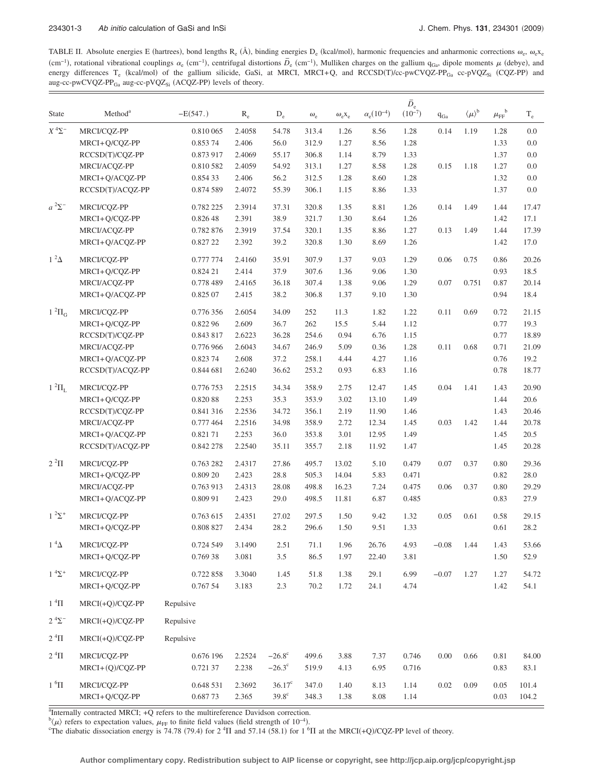TABLE II. Absolute energies E (hartrees), bond lengths $R_e$ (Å), binding energies $D_e$ (kcal/mol), harmonic frequencies and anharmonic corrections $\omega_e$, $\omega_e x_e$ ($cm^{-1}$), rotational vibrational couplings $\alpha_e$ ($cm^{-1}$), centrifugal distortions $\bar{D}_e$ ($cm^{-1}$), Mulliken charges on the gallium $q_{Ga}$, dipole moments $\mu$ (debye), and energy differences $T_e$ (kcal/mol) of the gallium silicide, GaSi, at MRCI, MRCI+Q, and RCCSD(T)/cc-pwCVQZ-$PP_{Ga}$ cc-pVQZ$_{Si}$ (CQZ-PP) and aug-cc-pwCVQZ-$PP_{Ga}$ aug-cc-pVQZ$_{Si}$ (ACQZ-PP) levels of theory.

| State | Method[a] | −E(547.) | $R_e$ | $D_e$ | $\omega_e$ | $\omega_e x_e$ | $\alpha_e(10^{-4})$ | $\bar{D}_e$ $(10^{-7})$ | $q_{Ga}$ | $\langle\mu\rangle$[b] | $\mu_{FF}$[b] | $T_e$ |
|---|---|---|---|---|---|---|---|---|---|---|---|---|
| $X\,^4\Sigma^-$ | MRCI/CQZ-PP | 0.810 065 | 2.4058 | 54.78 | 313.4 | 1.26 | 8.56 | 1.28 | 0.14 | 1.19 | 1.28 | 0.0 |
| | MRCI+Q/CQZ-PP | 0.853 74 | 2.406 | 56.0 | 312.9 | 1.27 | 8.56 | 1.28 | | | 1.33 | 0.0 |
| | RCCSD(T)/CQZ-PP | 0.873 917 | 2.4069 | 55.17 | 306.8 | 1.14 | 8.79 | 1.33 | | | 1.37 | 0.0 |
| | MRCI/ACQZ-PP | 0.810 582 | 2.4059 | 54.92 | 313.1 | 1.27 | 8.58 | 1.28 | 0.15 | 1.18 | 1.27 | 0.0 |
| | MRCI+Q/ACQZ-PP | 0.854 33 | 2.406 | 56.2 | 312.5 | 1.28 | 8.60 | 1.28 | | | 1.32 | 0.0 |
| | RCCSD(T)/ACQZ-PP | 0.874 589 | 2.4072 | 55.39 | 306.1 | 1.15 | 8.86 | 1.33 | | | 1.37 | 0.0 |
| $a\,^2\Sigma^-$ | MRCI/CQZ-PP | 0.782 225 | 2.3914 | 37.31 | 320.8 | 1.35 | 8.81 | 1.26 | 0.14 | 1.49 | 1.44 | 17.47 |
| | MRCI+Q/CQZ-PP | 0.826 48 | 2.391 | 38.9 | 321.7 | 1.30 | 8.64 | 1.26 | | | 1.42 | 17.1 |
| | MRCI/ACQZ-PP | 0.782 876 | 2.3919 | 37.54 | 320.1 | 1.35 | 8.86 | 1.27 | 0.13 | 1.49 | 1.44 | 17.39 |
| | MRCI+Q/ACQZ-PP | 0.827 22 | 2.392 | 39.2 | 320.8 | 1.30 | 8.69 | 1.26 | | | 1.42 | 17.0 |
| $1\,^2\Delta$ | MRCI/CQZ-PP | 0.777 774 | 2.4160 | 35.91 | 307.9 | 1.37 | 9.03 | 1.29 | 0.06 | 0.75 | 0.86 | 20.26 |
| | MRCI+Q/CQZ-PP | 0.824 21 | 2.414 | 37.9 | 307.6 | 1.36 | 9.06 | 1.30 | | | 0.93 | 18.5 |
| | MRCI/ACQZ-PP | 0.778 489 | 2.4165 | 36.18 | 307.4 | 1.38 | 9.06 | 1.29 | 0.07 | 0.751 | 0.87 | 20.14 |
| | MRCI+Q/ACQZ-PP | 0.825 07 | 2.415 | 38.2 | 306.8 | 1.37 | 9.10 | 1.30 | | | 0.94 | 18.4 |
| $1\,^2\Pi_G$ | MRCI/CQZ-PP | 0.776 356 | 2.6054 | 34.09 | 252 | 11.3 | 1.82 | 1.22 | 0.11 | 0.69 | 0.72 | 21.15 |
| | MRCI+Q/CQZ-PP | 0.822 96 | 2.609 | 36.7 | 262 | 15.5 | 5.44 | 1.12 | | | 0.77 | 19.3 |
| | RCCSD(T)/CQZ-PP | 0.843 817 | 2.6223 | 36.28 | 254.6 | 0.94 | 6.76 | 1.15 | | | 0.77 | 18.89 |
| | MRCI/ACQZ-PP | 0.776 966 | 2.6043 | 34.67 | 246.9 | 5.09 | 0.36 | 1.28 | 0.11 | 0.68 | 0.71 | 21.09 |
| | MRCI+Q/ACQZ-PP | 0.823 74 | 2.608 | 37.2 | 258.1 | 4.44 | 4.27 | 1.16 | | | 0.76 | 19.2 |
| | RCCSD(T)/ACQZ-PP | 0.844 681 | 2.6240 | 36.62 | 253.2 | 0.93 | 6.83 | 1.16 | | | 0.78 | 18.77 |
| $1\,^2\Pi_L$ | MRCI/CQZ-PP | 0.776 753 | 2.2515 | 34.34 | 358.9 | 2.75 | 12.47 | 1.45 | 0.04 | 1.41 | 1.43 | 20.90 |
| | MRCI+Q/CQZ-PP | 0.820 88 | 2.253 | 35.3 | 353.9 | 3.02 | 13.10 | 1.49 | | | 1.44 | 20.6 |
| | RCCSD(T)/CQZ-PP | 0.841 316 | 2.2536 | 34.72 | 356.1 | 2.19 | 11.90 | 1.46 | | | 1.43 | 20.46 |
| | MRCI/ACQZ-PP | 0.777 464 | 2.2516 | 34.98 | 358.9 | 2.72 | 12.34 | 1.45 | 0.03 | 1.42 | 1.44 | 20.78 |
| | MRCI+Q/ACQZ-PP | 0.821 71 | 2.253 | 36.0 | 353.8 | 3.01 | 12.95 | 1.49 | | | 1.45 | 20.5 |
| | RCCSD(T)/ACQZ-PP | 0.842 278 | 2.2540 | 35.11 | 355.7 | 2.18 | 11.92 | 1.47 | | | 1.45 | 20.28 |
| $2\,^2\Pi$ | MRCI/CQZ-PP | 0.763 282 | 2.4317 | 27.86 | 495.7 | 13.02 | 5.10 | 0.479 | 0.07 | 0.37 | 0.80 | 29.36 |
| | MRCI+Q/CQZ-PP | 0.809 20 | 2.423 | 28.8 | 505.3 | 14.04 | 5.83 | 0.471 | | | 0.82 | 28.0 |
| | MRCI/ACQZ-PP | 0.763 913 | 2.4313 | 28.08 | 498.8 | 16.23 | 7.24 | 0.475 | 0.06 | 0.37 | 0.80 | 29.29 |
| | MRCI+Q/ACQZ-PP | 0.809 91 | 2.423 | 29.0 | 498.5 | 11.81 | 6.87 | 0.485 | | | 0.83 | 27.9 |
| $1\,^2\Sigma^+$ | MRCI/CQZ-PP | 0.763 615 | 2.4351 | 27.02 | 297.5 | 1.50 | 9.42 | 1.32 | 0.05 | 0.61 | 0.58 | 29.15 |
| | MRCI+Q/CQZ-PP | 0.808 827 | 2.434 | 28.2 | 296.6 | 1.50 | 9.51 | 1.33 | | | 0.61 | 28.2 |
| $1\,^4\Delta$ | MRCI/CQZ-PP | 0.724 549 | 3.1490 | 2.51 | 71.1 | 1.96 | 26.76 | 4.93 | −0.08 | 1.44 | 1.43 | 53.66 |
| | MRCI+Q/CQZ-PP | 0.769 38 | 3.081 | 3.5 | 86.5 | 1.97 | 22.40 | 3.81 | | | 1.50 | 52.9 |
| $1\,^4\Sigma^+$ | MRCI/CQZ-PP | 0.722 858 | 3.3040 | 1.45 | 51.8 | 1.38 | 29.1 | 6.99 | −0.07 | 1.27 | 1.27 | 54.72 |
| | MRCI+Q/CQZ-PP | 0.767 54 | 3.183 | 2.3 | 70.2 | 1.72 | 24.1 | 4.74 | | | 1.42 | 54.1 |
| $1\,^4\Pi$ | MRCI(+Q)/CQZ-PP | Repulsive | | | | | | | | | | |
| $2\,^4\Sigma^-$ | MRCI(+Q)/CQZ-PP | Repulsive | | | | | | | | | | |
| $2\,^4\Pi$ | MRCI(+Q)/CQZ-PP | Repulsive | | | | | | | | | | |
| $2\,^4\Pi$ | MRCI/CQZ-PP | 0.676 196 | 2.2524 | −26.8[c] | 499.6 | 3.88 | 7.37 | 0.746 | 0.00 | 0.66 | 0.81 | 84.00 |
| | MRCI+(Q)/CQZ-PP | 0.721 37 | 2.238 | −26.3[c] | 519.9 | 4.13 | 6.95 | 0.716 | | | 0.83 | 83.1 |
| $1\,^6\Pi$ | MRCI/CQZ-PP | 0.648 531 | 2.3692 | 36.17[c] | 347.0 | 1.40 | 8.13 | 1.14 | 0.02 | 0.09 | 0.05 | 101.4 |
| | MRCI+Q/CQZ-PP | 0.687 73 | 2.365 | 39.8[c] | 348.3 | 1.38 | 8.08 | 1.14 | | | 0.03 | 104.2 |

[a] Internally contracted MRCI; +Q refers to the multireference Davidson correction.

[b] $\langle\mu\rangle$ refers to expectation values, $\mu_{FF}$ to finite field values (field strength of $10^{-4}$).

[c] The diabatic dissociation energy is 74.78 (79.4) for $2\,^4\Pi$ and 57.14 (58.1) for $1\,^6\Pi$ at the MRCI(+Q)/CQZ-PP level of theory.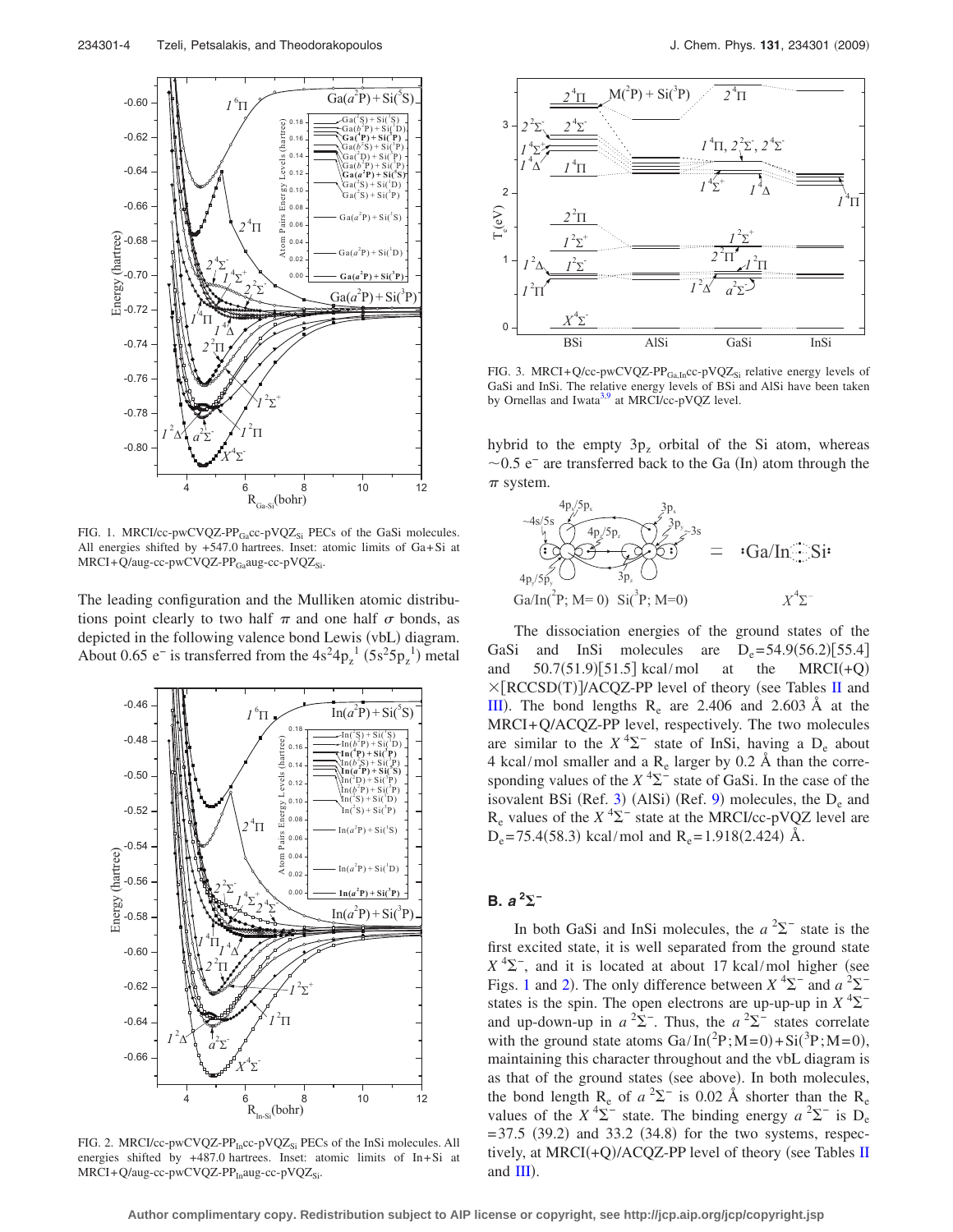FIG. 1. MRCI/cc-pwCVQZ-PP$_{Ga}$cc-pVQZ$_{Si}$ PECs of the GaSi molecules. All energies shifted by +547.0 hartrees. Inset: atomic limits of Ga+Si at MRCI+Q/aug-cc-pwCVQZ-PP$_{Ga}$aug-cc-pVQZ$_{Si}$.

The leading configuration and the Mulliken atomic distributions point clearly to two half $\pi$ and one half $\sigma$ bonds, as depicted in the following valence bond Lewis (vbL) diagram. About 0.65 e$^-$ is transferred from the $4s^2 4p_z^{\ 1}$ ($5s^2 5p_z^{\ 1}$) metal hybrid to the empty $3p_z$ orbital of the Si atom, whereas ~0.5 e$^-$ are transferred back to the Ga (In) atom through the $\pi$ system.

FIG. 2. MRCI/cc-pwCVQZ-PP$_{In}$cc-pVQZ$_{Si}$ PECs of the InSi molecules. All energies shifted by +487.0 hartrees. Inset: atomic limits of In+Si at MRCI+Q/aug-cc-pwCVQZ-PP$_{In}$aug-cc-pVQZ$_{Si}$.

FIG. 3. MRCI+Q/cc-pwCVQZ-PP$_{Ga,In}$cc-pVQZ$_{Si}$ relative energy levels of GaSi and InSi. The relative energy levels of BSi and AlSi have been taken by Ornellas and Iwata[3,9] at MRCI/cc-pVQZ level.

The dissociation energies of the ground states of the GaSi and InSi molecules are $D_e$=54.9(56.2)[55.4] and 50.7(51.9)[51.5] kcal/mol at the MRCI(+Q) ×[RCCSD(T)]/ACQZ-PP level of theory (see Tables II and III). The bond lengths $R_e$ are 2.406 and 2.603 Å at the MRCI+Q/ACQZ-PP level, respectively. The two molecules are similar to the $X\,^4\Sigma^-$ state of InSi, having a $D_e$ about 4 kcal/mol smaller and a $R_e$ larger by 0.2 Å than the corresponding values of the $X\,^4\Sigma^-$ state of GaSi. In the case of the isovalent BSi (Ref. 3) (AlSi) (Ref. 9) molecules, the $D_e$ and $R_e$ values of the $X\,^4\Sigma^-$ state at the MRCI/cc-pVQZ level are $D_e$=75.4(58.3) kcal/mol and $R_e$=1.918(2.424) Å.

## B. $a\,^2\Sigma^-$

In both GaSi and InSi molecules, the $a\,^2\Sigma^-$ state is the first excited state, it is well separated from the ground state $X\,^4\Sigma^-$, and it is located at about 17 kcal/mol higher (see Figs. 1 and 2). The only difference between $X\,^4\Sigma^-$ and $a\,^2\Sigma^-$ states is the spin. The open electrons are up-up-up in $X\,^4\Sigma^-$ and up-down-up in $a\,^2\Sigma^-$. Thus, the $a\,^2\Sigma^-$ states correlate with the ground state atoms Ga/In($^2$P;M=0)+Si($^3$P;M=0), maintaining this character throughout and the vbL diagram is as that of the ground states (see above). In both molecules, the bond length $R_e$ of $a\,^2\Sigma^-$ is 0.02 Å shorter than the $R_e$ values of the $X\,^4\Sigma^-$ state. The binding energy $a\,^2\Sigma^-$ is $D_e$=37.5 (39.2) and 33.2 (34.8) for the two systems, respectively, at MRCI(+Q)/ACQZ-PP level of theory (see Tables II and III).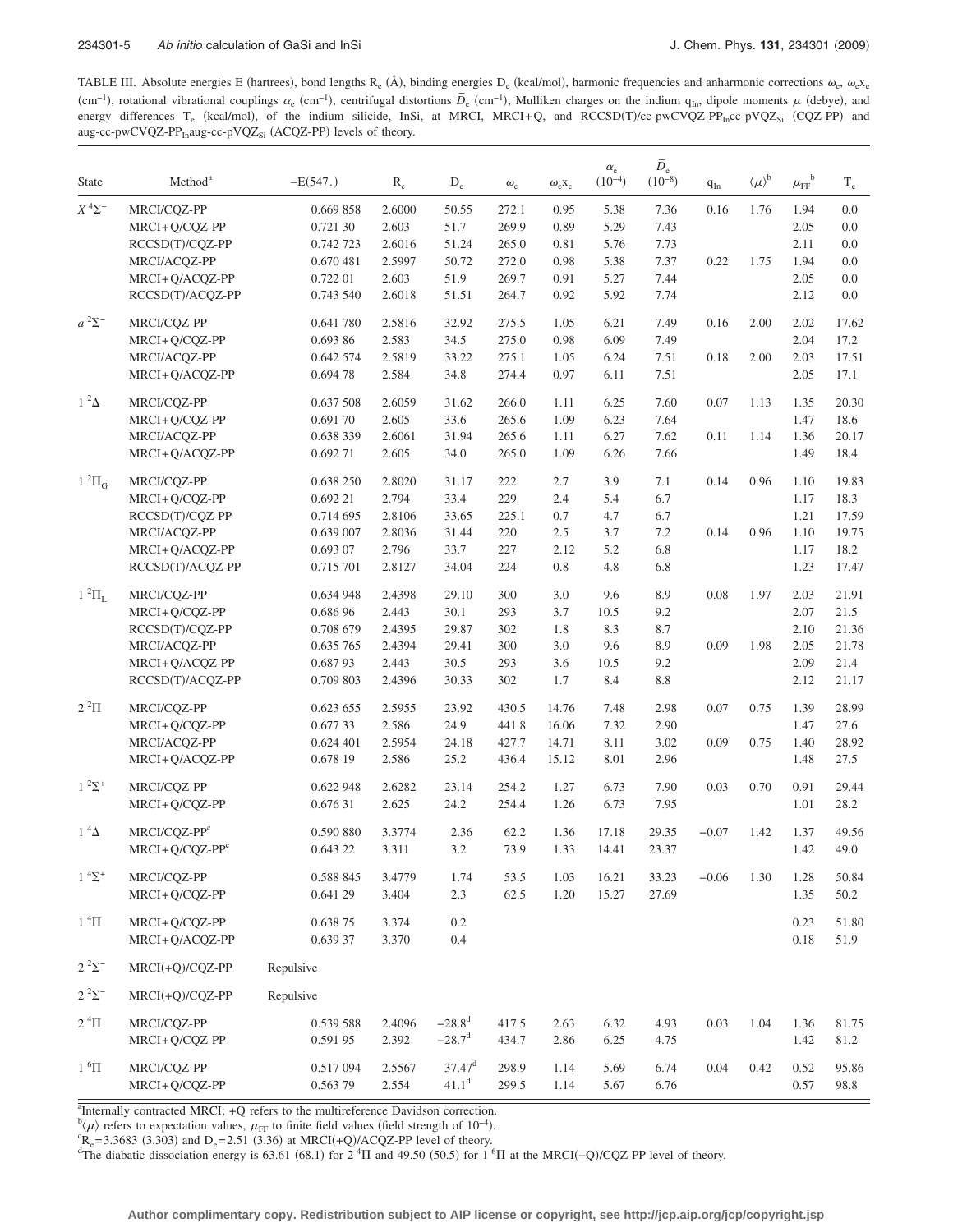TABLE III. Absolute energies E (hartrees), bond lengths $R_e$ (Å), binding energies $D_e$ (kcal/mol), harmonic frequencies and anharmonic corrections $\omega_e$, $\omega_e x_e$ ($cm^{-1}$), rotational vibrational couplings $\alpha_e$ ($cm^{-1}$), centrifugal distortions $\bar{D}_e$ ($cm^{-1}$), Mulliken charges on the indium $q_{In}$, dipole moments $\mu$ (debye), and energy differences $T_e$ (kcal/mol), of the indium silicide, InSi, at MRCI, MRCI+Q, and RCCSD(T)/cc-pwCVQZ-$PP_{In}$cc-pVQZ$_{Si}$ (CQZ-PP) and aug-cc-pwCVQZ-$PP_{In}$aug-cc-pVQZ$_{Si}$ (ACQZ-PP) levels of theory.

| State | Method[a] | −E(547.) | $R_e$ | $D_e$ | $\omega_e$ | $\omega_e x_e$ | $\alpha_e$ $(10^{-4})$ | $\bar{D}_e$ $(10^{-8})$ | $q_{In}$ | $\langle\mu\rangle$[b] | $\mu_{FF}$[b] | $T_e$ |
|---|---|---|---|---|---|---|---|---|---|---|---|---|
| $X\,^4\Sigma^-$ | MRCI/CQZ-PP | 0.669 858 | 2.6000 | 50.55 | 272.1 | 0.95 | 5.38 | 7.36 | 0.16 | 1.76 | 1.94 | 0.0 |
| | MRCI+Q/CQZ-PP | 0.721 30 | 2.603 | 51.7 | 269.9 | 0.89 | 5.29 | 7.43 | | | 2.05 | 0.0 |
| | RCCSD(T)/CQZ-PP | 0.742 723 | 2.6016 | 51.24 | 265.0 | 0.81 | 5.76 | 7.73 | | | 2.11 | 0.0 |
| | MRCI/ACQZ-PP | 0.670 481 | 2.5997 | 50.72 | 272.0 | 0.98 | 5.38 | 7.37 | 0.22 | 1.75 | 1.94 | 0.0 |
| | MRCI+Q/ACQZ-PP | 0.722 01 | 2.603 | 51.9 | 269.7 | 0.91 | 5.27 | 7.44 | | | 2.05 | 0.0 |
| | RCCSD(T)/ACQZ-PP | 0.743 540 | 2.6018 | 51.51 | 264.7 | 0.92 | 5.92 | 7.74 | | | 2.12 | 0.0 |
| $a\,^2\Sigma^-$ | MRCI/CQZ-PP | 0.641 780 | 2.5816 | 32.92 | 275.5 | 1.05 | 6.21 | 7.49 | 0.16 | 2.00 | 2.02 | 17.62 |
| | MRCI+Q/CQZ-PP | 0.693 86 | 2.583 | 34.5 | 275.0 | 0.98 | 6.09 | 7.49 | | | 2.04 | 17.2 |
| | MRCI/ACQZ-PP | 0.642 574 | 2.5819 | 33.22 | 275.1 | 1.05 | 6.24 | 7.51 | 0.18 | 2.00 | 2.03 | 17.51 |
| | MRCI+Q/ACQZ-PP | 0.694 78 | 2.584 | 34.8 | 274.4 | 0.97 | 6.11 | 7.51 | | | 2.05 | 17.1 |
| $1\,^2\Delta$ | MRCI/CQZ-PP | 0.637 508 | 2.6059 | 31.62 | 266.0 | 1.11 | 6.25 | 7.60 | 0.07 | 1.13 | 1.35 | 20.30 |
| | MRCI+Q/CQZ-PP | 0.691 70 | 2.605 | 33.6 | 265.6 | 1.09 | 6.23 | 7.64 | | | 1.47 | 18.6 |
| | MRCI/ACQZ-PP | 0.638 339 | 2.6061 | 31.94 | 265.6 | 1.11 | 6.27 | 7.62 | 0.11 | 1.14 | 1.36 | 20.17 |
| | MRCI+Q/ACQZ-PP | 0.692 71 | 2.605 | 34.0 | 265.0 | 1.09 | 6.26 | 7.66 | | | 1.49 | 18.4 |
| $1\,^2\Pi_G$ | MRCI/CQZ-PP | 0.638 250 | 2.8020 | 31.17 | 222 | 2.7 | 3.9 | 7.1 | 0.14 | 0.96 | 1.10 | 19.83 |
| | MRCI+Q/CQZ-PP | 0.692 21 | 2.794 | 33.4 | 229 | 2.4 | 5.4 | 6.7 | | | 1.17 | 18.3 |
| | RCCSD(T)/CQZ-PP | 0.714 695 | 2.8106 | 33.65 | 225.1 | 0.7 | 4.7 | 6.7 | | | 1.21 | 17.59 |
| | MRCI/ACQZ-PP | 0.639 007 | 2.8036 | 31.44 | 220 | 2.5 | 3.7 | 7.2 | 0.14 | 0.96 | 1.10 | 19.75 |
| | MRCI+Q/ACQZ-PP | 0.693 07 | 2.796 | 33.7 | 227 | 2.12 | 5.2 | 6.8 | | | 1.17 | 18.2 |
| | RCCSD(T)/ACQZ-PP | 0.715 701 | 2.8127 | 34.04 | 224 | 0.8 | 4.8 | 6.8 | | | 1.23 | 17.47 |
| $1\,^2\Pi_L$ | MRCI/CQZ-PP | 0.634 948 | 2.4398 | 29.10 | 300 | 3.0 | 9.6 | 8.9 | 0.08 | 1.97 | 2.03 | 21.91 |
| | MRCI+Q/CQZ-PP | 0.686 96 | 2.443 | 30.1 | 293 | 3.7 | 10.5 | 9.2 | | | 2.07 | 21.5 |
| | RCCSD(T)/CQZ-PP | 0.708 679 | 2.4395 | 29.87 | 302 | 1.8 | 8.3 | 8.7 | | | 2.10 | 21.36 |
| | MRCI/ACQZ-PP | 0.635 765 | 2.4394 | 29.41 | 300 | 3.0 | 9.6 | 8.9 | 0.09 | 1.98 | 2.05 | 21.78 |
| | MRCI+Q/ACQZ-PP | 0.687 93 | 2.443 | 30.5 | 293 | 3.6 | 10.5 | 9.2 | | | 2.09 | 21.4 |
| | RCCSD(T)/ACQZ-PP | 0.709 803 | 2.4396 | 30.33 | 302 | 1.7 | 8.4 | 8.8 | | | 2.12 | 21.17 |
| $2\,^2\Pi$ | MRCI/CQZ-PP | 0.623 655 | 2.5955 | 23.92 | 430.5 | 14.76 | 7.48 | 2.98 | 0.07 | 0.75 | 1.39 | 28.99 |
| | MRCI+Q/CQZ-PP | 0.677 33 | 2.586 | 24.9 | 441.8 | 16.06 | 7.32 | 2.90 | | | 1.47 | 27.6 |
| | MRCI/ACQZ-PP | 0.624 401 | 2.5954 | 24.18 | 427.7 | 14.71 | 8.11 | 3.02 | 0.09 | 0.75 | 1.40 | 28.92 |
| | MRCI+Q/ACQZ-PP | 0.678 19 | 2.586 | 25.2 | 436.4 | 15.12 | 8.01 | 2.96 | | | 1.48 | 27.5 |
| $1\,^2\Sigma^+$ | MRCI/CQZ-PP | 0.622 948 | 2.6282 | 23.14 | 254.2 | 1.27 | 6.73 | 7.90 | 0.03 | 0.70 | 0.91 | 29.44 |
| | MRCI+Q/CQZ-PP | 0.676 31 | 2.625 | 24.2 | 254.4 | 1.26 | 6.73 | 7.95 | | | 1.01 | 28.2 |
| $1\,^4\Delta$ | MRCI/CQZ-PP[c] | 0.590 880 | 3.3774 | 2.36 | 62.2 | 1.36 | 17.18 | 29.35 | −0.07 | 1.42 | 1.37 | 49.56 |
| | MRCI+Q/CQZ-PP[c] | 0.643 22 | 3.311 | 3.2 | 73.9 | 1.33 | 14.41 | 23.37 | | | 1.42 | 49.0 |
| $1\,^4\Sigma^+$ | MRCI/CQZ-PP | 0.588 845 | 3.4779 | 1.74 | 53.5 | 1.03 | 16.21 | 33.23 | −0.06 | 1.30 | 1.28 | 50.84 |
| | MRCI+Q/CQZ-PP | 0.641 29 | 3.404 | 2.3 | 62.5 | 1.20 | 15.27 | 27.69 | | | 1.35 | 50.2 |
| $1\,^4\Pi$ | MRCI+Q/CQZ-PP | 0.638 75 | 3.374 | 0.2 | | | | | | | 0.23 | 51.80 |
| | MRCI+Q/ACQZ-PP | 0.639 37 | 3.370 | 0.4 | | | | | | | 0.18 | 51.9 |
| $2\,^2\Sigma^-$ | MRCI(+Q)/CQZ-PP | Repulsive | | | | | | | | | | |
| $2\,^2\Sigma^-$ | MRCI(+Q)/CQZ-PP | Repulsive | | | | | | | | | | |
| $2\,^4\Pi$ | MRCI/CQZ-PP | 0.539 588 | 2.4096 | −28.8[d] | 417.5 | 2.63 | 6.32 | 4.93 | 0.03 | 1.04 | 1.36 | 81.75 |
| | MRCI+Q/CQZ-PP | 0.591 95 | 2.392 | −28.7[d] | 434.7 | 2.86 | 6.25 | 4.75 | | | 1.42 | 81.2 |
| $1\,^6\Pi$ | MRCI/CQZ-PP | 0.517 094 | 2.5567 | 37.47[d] | 298.9 | 1.14 | 5.69 | 6.74 | 0.04 | 0.42 | 0.52 | 95.86 |
| | MRCI+Q/CQZ-PP | 0.563 79 | 2.554 | 41.1[d] | 299.5 | 1.14 | 5.67 | 6.76 | | | 0.57 | 98.8 |

[a]Internally contracted MRCI; +Q refers to the multireference Davidson correction.

[b]$\langle\mu\rangle$ refers to expectation values, $\mu_{FF}$ to finite field values (field strength of $10^{-4}$).

[c]$R_e$=3.3683 (3.303) and $D_e$=2.51 (3.36) at MRCI(+Q)/ACQZ-PP level of theory.

[d]The diabatic dissociation energy is 63.61 (68.1) for $2\,^4\Pi$ and 49.50 (50.5) for $1\,^6\Pi$ at the MRCI(+Q)/CQZ-PP level of theory.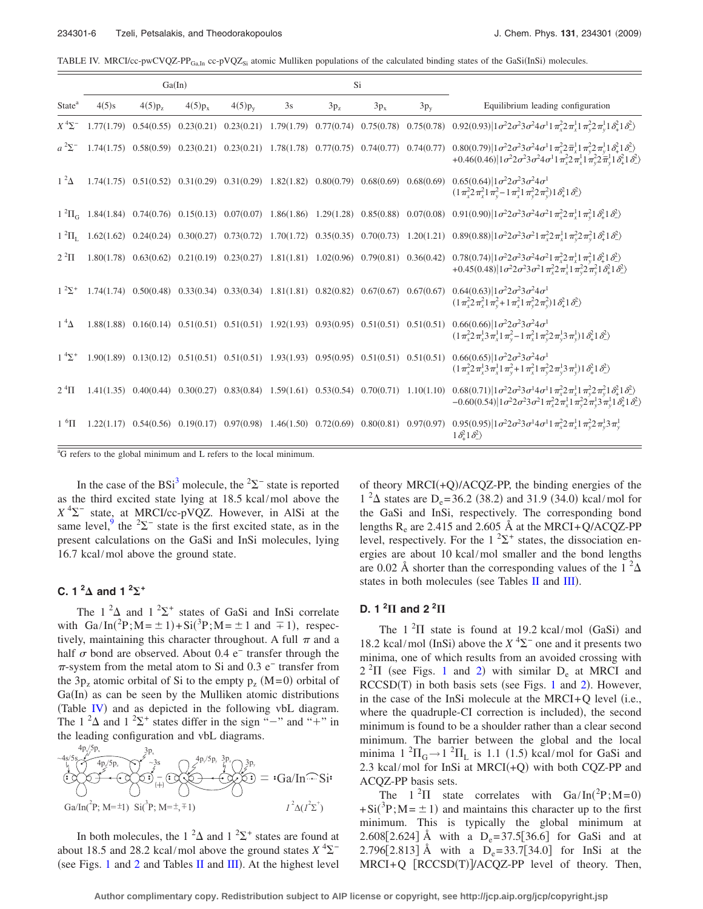TABLE IV. MRCI/cc-pwCVQZ-PP$_{Ga,In}$ cc-pVQZ$_{Si}$ atomic Mulliken populations of the calculated binding states of the GaSi(InSi) molecules.

| State[a] | Ga(In) 4(5)s | Ga(In) 4(5)p$_z$ | Ga(In) 4(5)p$_x$ | Ga(In) 4(5)p$_y$ | Si 3s | Si 3p$_z$ | Si 3p$_x$ | Si 3p$_y$ | Equilibrium leading configuration |
|---|---|---|---|---|---|---|---|---|---|
| $X\,^4\Sigma^-$ | 1.77(1.79) | 0.54(0.55) | 0.23(0.21) | 0.23(0.21) | 1.79(1.79) | 0.77(0.74) | 0.75(0.78) | 0.75(0.78) | $0.92(0.93)\lvert 1\sigma^2 2\sigma^2 3\sigma^2 4\sigma^1 1\pi_x^2 2\pi_x^1 1\pi_y^2 2\pi_y^1 1\delta_+^2 1\delta_-^2\rangle$ |
| $a\,^2\Sigma^-$ | 1.74(1.75) | 0.58(0.59) | 0.23(0.21) | 0.23(0.21) | 1.78(1.78) | 0.77(0.75) | 0.74(0.77) | 0.74(0.77) | $0.80(0.79)\lvert 1\sigma^2 2\sigma^2 3\sigma^2 4\sigma^1 1\pi_x^2 2\bar{\pi}_x^1 1\pi_y^2 2\pi_y^1 1\delta_+^2 1\delta_-^2\rangle$ $+0.46(0.46)\lvert 1\sigma^2 2\sigma^2 3\sigma^2 4\sigma^1 1\pi_x^2 2\pi_x^1 1\pi_y^2 2\bar{\pi}_y^1 1\delta_+^2 1\delta_-^2\rangle$ |
| $1\,^2\Delta$ | 1.74(1.75) | 0.51(0.52) | 0.31(0.29) | 0.31(0.29) | 1.82(1.82) | 0.80(0.79) | 0.68(0.69) | 0.68(0.69) | $0.65(0.64)\lvert 1\sigma^2 2\sigma^2 3\sigma^2 4\sigma^1 (1\pi_x^2 2\pi_x^2 1\pi_y^2 - 1\pi_x^2 1\pi_y^2 2\pi_y^2) 1\delta_+^2 1\delta_-^2\rangle$ |
| $1\,^2\Pi_G$ | 1.84(1.84) | 0.74(0.76) | 0.15(0.13) | 0.07(0.07) | 1.86(1.86) | 1.29(1.28) | 0.85(0.88) | 0.07(0.08) | $0.91(0.90)\lvert 1\sigma^2 2\sigma^2 3\sigma^2 4\sigma^2 1\pi_x^2 2\pi_x^1 1\pi_y^2 1\delta_+^2 1\delta_-^2\rangle$ |
| $1\,^2\Pi_L$ | 1.62(1.62) | 0.24(0.24) | 0.30(0.27) | 0.73(0.72) | 1.70(1.72) | 0.35(0.35) | 0.70(0.73) | 1.20(1.21) | $0.89(0.88)\lvert 1\sigma^2 2\sigma^2 3\sigma^2 1\pi_x^2 2\pi_x^1 1\pi_y^2 2\pi_y^2 1\delta_+^2 1\delta_-^2\rangle$ |
| $2\,^2\Pi$ | 1.80(1.78) | 0.63(0.62) | 0.21(0.19) | 0.23(0.27) | 1.81(1.81) | 1.02(0.96) | 0.79(0.81) | 0.36(0.42) | $0.78(0.74)\lvert 1\sigma^2 2\sigma^2 3\sigma^2 4\sigma^2 1\pi_x^2 2\pi_x^1 1\pi_y^2 1\delta_+^2 1\delta_-^2\rangle$ $+0.45(0.48)\lvert 1\sigma^2 2\sigma^2 3\sigma^2 1\pi_x^2 2\pi_x^1 1\pi_y^2 2\pi_y^2 1\delta_+^2 1\delta_-^2\rangle$ |
| $1\,^2\Sigma^+$ | 1.74(1.74) | 0.50(0.48) | 0.33(0.34) | 0.33(0.34) | 1.81(1.81) | 0.82(0.82) | 0.67(0.67) | 0.67(0.67) | $0.64(0.63)\lvert 1\sigma^2 2\sigma^2 3\sigma^2 4\sigma^1 (1\pi_x^2 2\pi_x^2 1\pi_y^2 + 1\pi_x^2 1\pi_y^2 2\pi_y^2) 1\delta_+^2 1\delta_-^2\rangle$ |
| $1\,^4\Delta$ | 1.88(1.88) | 0.16(0.14) | 0.51(0.51) | 0.51(0.51) | 1.92(1.93) | 0.93(0.95) | 0.51(0.51) | 0.51(0.51) | $0.66(0.66)\lvert 1\sigma^2 2\sigma^2 3\sigma^2 4\sigma^1 (1\pi_x^2 2\pi_x^1 3\pi_x^1 1\pi_y^2 - 1\pi_x^2 1\pi_y^2 2\pi_y^1 3\pi_y^1) 1\delta_+^2 1\delta_-^2\rangle$ |
| $1\,^4\Sigma^+$ | 1.90(1.89) | 0.13(0.12) | 0.51(0.51) | 0.51(0.51) | 1.93(1.93) | 0.95(0.95) | 0.51(0.51) | 0.51(0.51) | $0.66(0.65)\lvert 1\sigma^2 2\sigma^2 3\sigma^2 4\sigma^1 (1\pi_x^2 2\pi_x^1 3\pi_x^1 1\pi_y^2 + 1\pi_x^2 1\pi_y^2 2\pi_y^1 3\pi_y^1) 1\delta_+^2 1\delta_-^2\rangle$ |
| $2\,^4\Pi$ | 1.41(1.35) | 0.40(0.44) | 0.30(0.27) | 0.83(0.84) | 1.59(1.61) | 0.53(0.54) | 0.70(0.71) | 1.10(1.10) | $0.68(0.71)\lvert 1\sigma^2 2\sigma^2 3\sigma^1 4\sigma^1 1\pi_x^2 2\pi_x^1 1\pi_y^2 2\pi_y^2 1\delta_+^2 1\delta_-^2\rangle$ $-0.60(0.54)\lvert 1\sigma^2 2\sigma^2 3\sigma^2 1\pi_x^2 2\pi_x^1 1\pi_y^2 2\pi_y^1 3\pi_y^1 1\delta_+^2 1\delta_-^2\rangle$ |
| $1\,^6\Pi$ | 1.22(1.17) | 0.54(0.56) | 0.19(0.17) | 0.97(0.98) | 1.46(1.50) | 0.72(0.69) | 0.80(0.81) | 0.97(0.97) | $0.95(0.95)\lvert 1\sigma^2 2\sigma^2 3\sigma^1 4\sigma^1 1\pi_x^2 2\pi_x^1 1\pi_y^2 2\pi_y^1 3\pi_y^1 1\delta_+^2 1\delta_-^2\rangle$ |

[a]G refers to the global minimum and L refers to the local minimum.

In the case of the BSi[3] molecule, the $^2\Sigma^-$ state is reported as the third excited state lying at 18.5 kcal/mol above the $X\,^4\Sigma^-$ state, at MRCI/cc-pVQZ. However, in AlSi at the same level,[9] the $^2\Sigma^-$ state is the first excited state, as in the present calculations on the GaSi and InSi molecules, lying 16.7 kcal/mol above the ground state.

### C. $1\,^2\Delta$ and $1\,^2\Sigma^+$

The $1\,^2\Delta$ and $1\,^2\Sigma^+$ states of GaSi and InSi correlate with Ga/In($^2$P;M=±1)+Si($^3$P;M=±1 and ∓1), respectively, maintaining this character throughout. A full $\pi$ and a half $\sigma$ bond are observed. About 0.4 e$^-$ transfer through the $\pi$-system from the metal atom to Si and 0.3 e$^-$ transfer from the 3p$_z$ atomic orbital of Si to the empty p$_z$ (M=0) orbital of Ga(In) as can be seen by the Mulliken atomic distributions (Table IV) and as depicted in the following vbL diagram. The $1\,^2\Delta$ and $1\,^2\Sigma^+$ states differ in the sign "−" and "+" in the leading configuration and vbL diagrams.

In both molecules, the $1\,^2\Delta$ and $1\,^2\Sigma^+$ states are found at about 18.5 and 28.2 kcal/mol above the ground states $X\,^4\Sigma^-$ (see Figs. 1 and 2 and Tables II and III). At the highest level of theory MRCI(+Q)/ACQZ-PP, the binding energies of the $1\,^2\Delta$ states are $D_e$=36.2 (38.2) and 31.9 (34.0) kcal/mol for the GaSi and InSi, respectively. The corresponding bond lengths $R_e$ are 2.415 and 2.605 Å at the MRCI+Q/ACQZ-PP level, respectively. For the $1\,^2\Sigma^+$ states, the dissociation energies are about 10 kcal/mol smaller and the bond lengths are 0.02 Å shorter than the corresponding values of the $1\,^2\Delta$ states in both molecules (see Tables II and III).

### D. $1\,^2\Pi$ and $2\,^2\Pi$

The $1\,^2\Pi$ state is found at 19.2 kcal/mol (GaSi) and 18.2 kcal/mol (InSi) above the $X\,^4\Sigma^-$ one and it presents two minima, one of which results from an avoided crossing with $2\,^2\Pi$ (see Figs. 1 and 2) with similar $D_e$ at MRCI and RCCSD(T) in both basis sets (see Figs. 1 and 2). However, in the case of the InSi molecule at the MRCI+Q level (i.e., where the quadruple-CI correction is included), the second minimum is found to be a shoulder rather than a clear second minimum. The barrier between the global and the local minima $1\,^2\Pi_G \rightarrow 1\,^2\Pi_L$ is 1.1 (1.5) kcal/mol for GaSi and 2.3 kcal/mol for InSi at MRCI(+Q) with both CQZ-PP and ACQZ-PP basis sets.

The $1\,^2\Pi$ state correlates with Ga/In($^2$P;M=0)+Si($^3$P;M=±1) and maintains this character up to the first minimum. This is typically the global minimum at 2.608[2.624] Å with a $D_e$=37.5[36.6] for GaSi and at 2.796[2.813] Å with a $D_e$=33.7[34.0] for InSi at the MRCI+Q [RCCSD(T)]/ACQZ-PP level of theory. Then,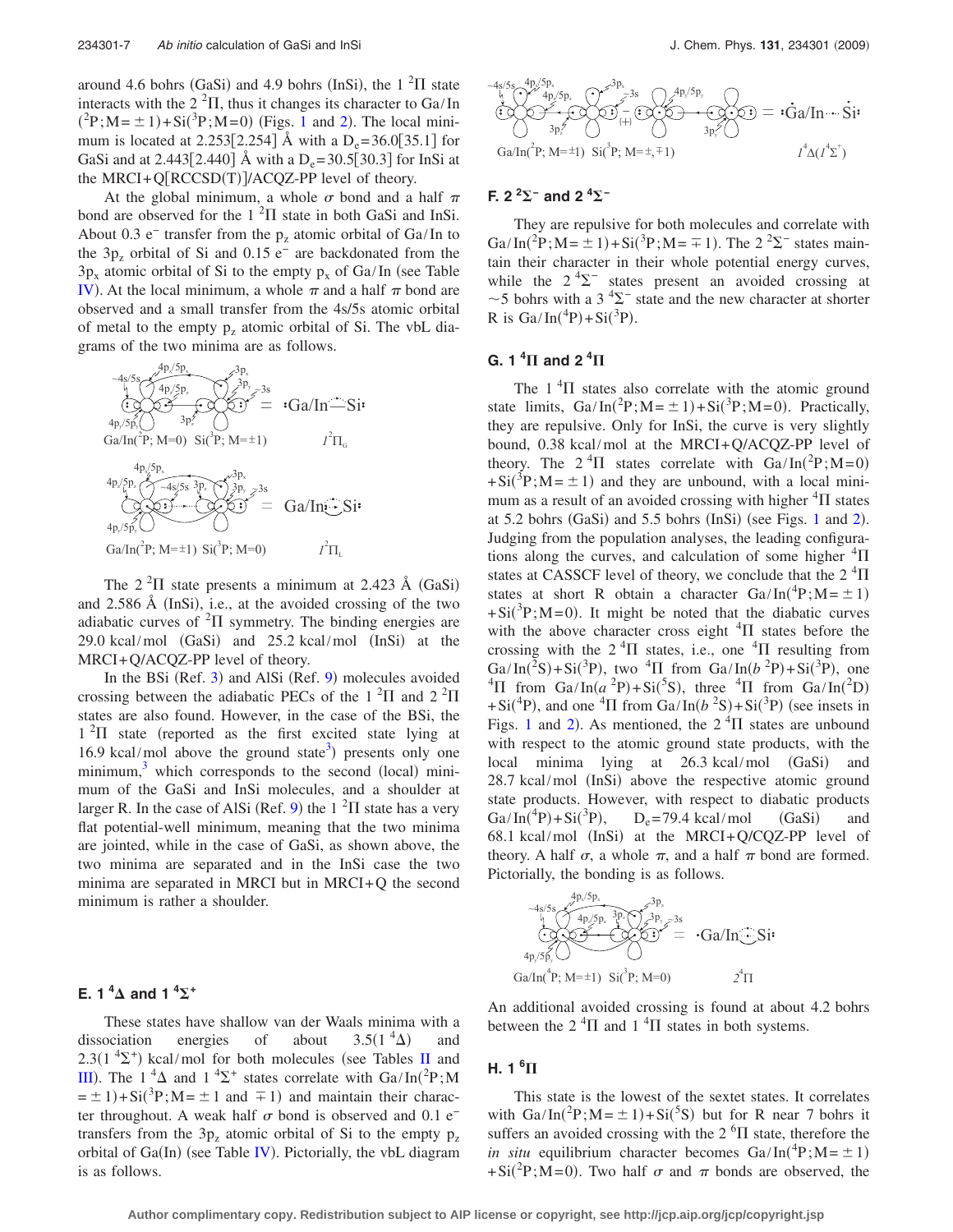around 4.6 bohrs (GaSi) and 4.9 bohrs (InSi), the 1 $^2\Pi$ state interacts with the 2 $^2\Pi$, thus it changes its character to Ga/In ($^2$P;M=$\pm$1)+Si($^3$P;M=0) (Figs. 1 and 2). The local minimum is located at 2.253[2.254] Å with a $D_e$=36.0[35.1] for GaSi and at 2.443[2.440] Å with a $D_e$=30.5[30.3] for InSi at the MRCI+Q[RCCSD(T)]/ACQZ-PP level of theory.

At the global minimum, a whole $\sigma$ bond and a half $\pi$ bond are observed for the 1 $^2\Pi$ state in both GaSi and InSi. About 0.3 e$^-$ transfer from the p$_z$ atomic orbital of Ga/In to the 3p$_z$ orbital of Si and 0.15 e$^-$ are backdonated from the 3p$_x$ atomic orbital of Si to the empty p$_x$ of Ga/In (see Table IV). At the local minimum, a whole $\pi$ and a half $\pi$ bond are observed and a small transfer from the 4s/5s atomic orbital of metal to the empty p$_z$ atomic orbital of Si. The vbL diagrams of the two minima are as follows.

The 2 $^2\Pi$ state presents a minimum at 2.423 Å (GaSi) and 2.586 Å (InSi), i.e., at the avoided crossing of the two adiabatic curves of $^2\Pi$ symmetry. The binding energies are 29.0 kcal/mol (GaSi) and 25.2 kcal/mol (InSi) at the MRCI+Q/ACQZ-PP level of theory.

In the BSi (Ref. 3) and AlSi (Ref. 9) molecules avoided crossing between the adiabatic PECs of the 1 $^2\Pi$ and 2 $^2\Pi$ states are also found. However, in the case of the BSi, the 1 $^2\Pi$ state (reported as the first excited state lying at 16.9 kcal/mol above the ground state[3]) presents only one minimum,[3] which corresponds to the second (local) minimum of the GaSi and InSi molecules, and a shoulder at larger R. In the case of AlSi (Ref. 9) the 1 $^2\Pi$ state has a very flat potential-well minimum, meaning that the two minima are jointed, while in the case of GaSi, as shown above, the two minima are separated and in the InSi case the two minima are separated in MRCI but in MRCI+Q the second minimum is rather a shoulder.

## E. 1 $^4\Delta$ and 1 $^4\Sigma^+$

These states have shallow van der Waals minima with a dissociation energies of about 3.5(1 $^4\Delta$) and 2.3(1 $^4\Sigma^+$) kcal/mol for both molecules (see Tables II and III). The 1 $^4\Delta$ and 1 $^4\Sigma^+$ states correlate with Ga/In($^2$P;M=$\pm$1)+Si($^3$P;M=$\pm$1 and $\mp$1) and maintain their character throughout. A weak half $\sigma$ bond is observed and 0.1 e$^-$ transfers from the 3p$_z$ atomic orbital of Si to the empty p$_z$ orbital of Ga(In) (see Table IV). Pictorially, the vbL diagram is as follows.

## F. 2 $^2\Sigma^-$ and 2 $^4\Sigma^-$

They are repulsive for both molecules and correlate with Ga/In($^2$P;M=$\pm$1)+Si($^3$P;M=$\mp$1). The 2 $^2\Sigma^-$ states maintain their character in their whole potential energy curves, while the 2 $^4\Sigma^-$ states present an avoided crossing at ~5 bohrs with a 3 $^4\Sigma^-$ state and the new character at shorter R is Ga/In($^4$P)+Si($^3$P).

## G. 1 $^4\Pi$ and 2 $^4\Pi$

The 1 $^4\Pi$ states also correlate with the atomic ground state limits, Ga/In($^2$P;M=$\pm$1)+Si($^3$P;M=0). Practically, they are repulsive. Only for InSi, the curve is very slightly bound, 0.38 kcal/mol at the MRCI+Q/ACQZ-PP level of theory. The 2 $^4\Pi$ states correlate with Ga/In($^2$P;M=0)+Si($^3$P;M=$\pm$1) and they are unbound, with a local minimum as a result of an avoided crossing with higher $^4\Pi$ states at 5.2 bohrs (GaSi) and 5.5 bohrs (InSi) (see Figs. 1 and 2). Judging from the population analyses, the leading configurations along the curves, and calculation of some higher $^4\Pi$ states at CASSCF level of theory, we conclude that the 2 $^4\Pi$ states at short R obtain a character Ga/In($^4$P;M=$\pm$1)+Si($^3$P;M=0). It might be noted that the diabatic curves with the above character cross eight $^4\Pi$ states before the crossing with the 2 $^4\Pi$ states, i.e., one $^4\Pi$ resulting from Ga/In($^2$S)+Si($^3$P), two $^4\Pi$ from Ga/In($b$ $^2$P)+Si($^3$P), one $^4\Pi$ from Ga/In($a$ $^2$P)+Si($^5$S), three $^4\Pi$ from Ga/In($^2$D)+Si($^4$P), and one $^4\Pi$ from Ga/In($b$ $^2$S)+Si($^3$P) (see insets in Figs. 1 and 2). As mentioned, the 2 $^4\Pi$ states are unbound with respect to the atomic ground state products, with the local minima lying at 26.3 kcal/mol (GaSi) and 28.7 kcal/mol (InSi) above the respective atomic ground state products. However, with respect to diabatic products Ga/In($^4$P)+Si($^3$P), $D_e$=79.4 kcal/mol (GaSi) and 68.1 kcal/mol (InSi) at the MRCI+Q/CQZ-PP level of theory. A half $\sigma$, a whole $\pi$, and a half $\pi$ bond are formed. Pictorially, the bonding is as follows.

An additional avoided crossing is found at about 4.2 bohrs between the 2 $^4\Pi$ and 1 $^4\Pi$ states in both systems.

## H. 1 $^6\Pi$

This state is the lowest of the sextet states. It correlates with Ga/In($^2$P;M=$\pm$1)+Si($^5$S) but for R near 7 bohrs it suffers an avoided crossing with the 2 $^6\Pi$ state, therefore the *in situ* equilibrium character becomes Ga/In($^4$P;M=$\pm$1)+Si($^2$P;M=0). Two half $\sigma$ and $\pi$ bonds are observed, the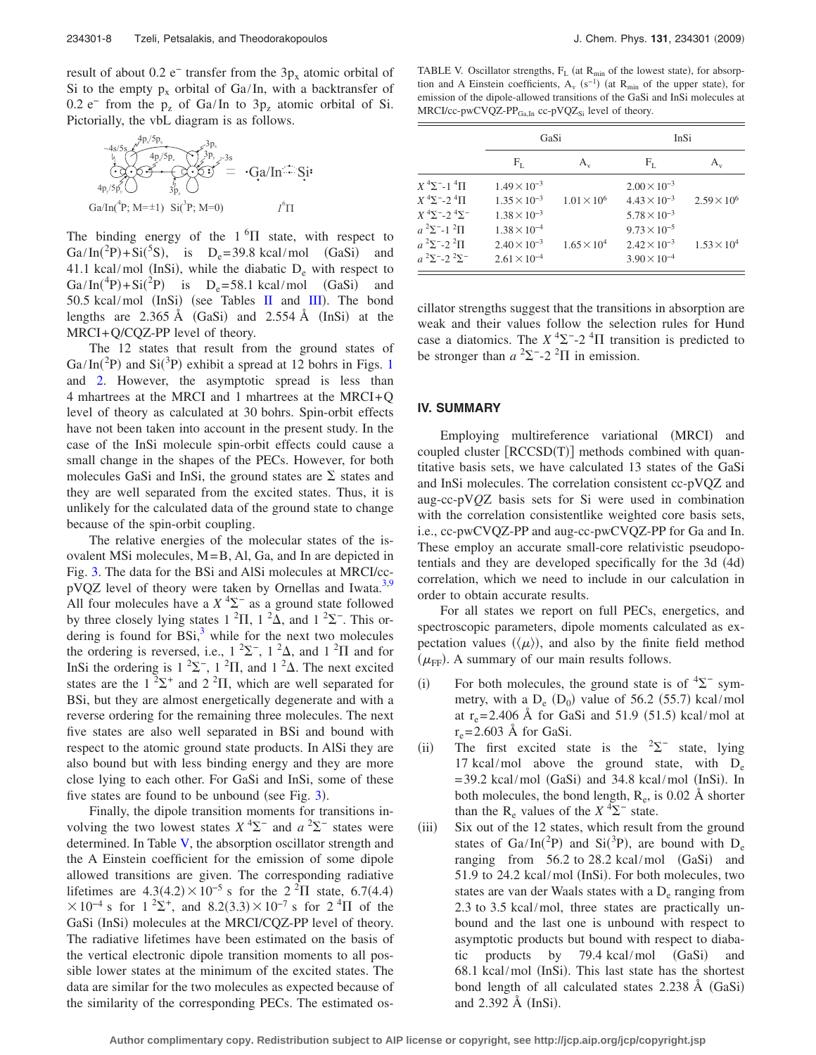result of about 0.2 e⁻ transfer from the $3p_x$ atomic orbital of Si to the empty $p_x$ orbital of Ga/In, with a backtransfer of 0.2 e⁻ from the $p_z$ of Ga/In to $3p_z$ atomic orbital of Si. Pictorially, the vbL diagram is as follows.

The binding energy of the 1 $^6\Pi$ state, with respect to Ga/In($^2$P)+Si($^5$S), is $D_e$=39.8 kcal/mol (GaSi) and 41.1 kcal/mol (InSi), while the diabatic $D_e$ with respect to Ga/In($^4$P)+Si($^2$P) is $D_e$=58.1 kcal/mol (GaSi) and 50.5 kcal/mol (InSi) (see Tables II and III). The bond lengths are 2.365 Å (GaSi) and 2.554 Å (InSi) at the MRCI+Q/CQZ-PP level of theory.

The 12 states that result from the ground states of Ga/In($^2$P) and Si($^3$P) exhibit a spread at 12 bohrs in Figs. 1 and 2. However, the asymptotic spread is less than 4 mhartrees at the MRCI and 1 mhartrees at the MRCI+Q level of theory as calculated at 30 bohrs. Spin-orbit effects have not been taken into account in the present study. In the case of the InSi molecule spin-orbit effects could cause a small change in the shapes of the PECs. However, for both molecules GaSi and InSi, the ground states are Σ states and they are well separated from the excited states. Thus, it is unlikely for the calculated data of the ground state to change because of the spin-orbit coupling.

The relative energies of the molecular states of the isovalent MSi molecules, M=B, Al, Ga, and In are depicted in Fig. 3. The data for the BSi and AlSi molecules at MRCI/cc-pVQZ level of theory were taken by Ornellas and Iwata.[3,9] All four molecules have a $X\,^4\Sigma^-$ as a ground state followed by three closely lying states 1 $^2\Pi$, 1 $^2\Delta$, and 1 $^2\Sigma^-$. This ordering is found for BSi,[3] while for the next two molecules the ordering is reversed, i.e., 1 $^2\Sigma^-$, 1 $^2\Delta$, and 1 $^2\Pi$ and for InSi the ordering is 1 $^2\Sigma^-$, 1 $^2\Pi$, and 1 $^2\Delta$. The next excited states are the 1 $^2\Sigma^+$ and 2 $^2\Pi$, which are well separated for BSi, but they are almost energetically degenerate and with a reverse ordering for the remaining three molecules. The next five states are also well separated in BSi and bound with respect to the atomic ground state products. In AlSi they are also bound but with less binding energy and they are more close lying to each other. For GaSi and InSi, some of these five states are found to be unbound (see Fig. 3).

Finally, the dipole transition moments for transitions involving the two lowest states $X\,^4\Sigma^-$ and $a\,^2\Sigma^-$ states were determined. In Table V, the absorption oscillator strength and the A Einstein coefficient for the emission of some dipole allowed transitions are given. The corresponding radiative lifetimes are 4.3(4.2)$\times10^{-5}$ s for the 2 $^2\Pi$ state, 6.7(4.4)$\times10^{-4}$ s for 1 $^2\Sigma^+$, and 8.2(3.3)$\times10^{-7}$ s for 2 $^4\Pi$ of the GaSi (InSi) molecules at the MRCI/CQZ-PP level of theory. The radiative lifetimes have been estimated on the basis of the vertical electronic dipole transition moments to all possible lower states at the minimum of the excited states. The data are similar for the two molecules as expected because of the similarity of the corresponding PECs. The estimated oscillator strengths suggest that the transitions in absorption are weak and their values follow the selection rules for Hund case a diatomics. The $X\,^4\Sigma^-$-2 $^4\Pi$ transition is predicted to be stronger than $a\,^2\Sigma^-$-2 $^2\Pi$ in emission.

TABLE V. Oscillator strengths, $F_L$ (at $R_{min}$ of the lowest state), for absorption and A Einstein coefficients, $A_v$ (s$^{-1}$) (at $R_{min}$ of the upper state), for emission of the dipole-allowed transitions of the GaSi and InSi molecules at MRCI/cc-pwCVQZ-PP$_{Ga,In}$ cc-pVQZ$_{Si}$ level of theory.

| | GaSi | | InSi | |
|---|---|---|---|---|
| | $F_L$ | $A_v$ | $F_L$ | $A_v$ |
| $X\,^4\Sigma^-$-1 $^4\Pi$ | $1.49\times10^{-3}$ | | $2.00\times10^{-3}$ | |
| $X\,^4\Sigma^-$-2 $^4\Pi$ | $1.35\times10^{-3}$ | $1.01\times10^{6}$ | $4.43\times10^{-3}$ | $2.59\times10^{6}$ |
| $X\,^4\Sigma^-$-2 $^4\Sigma^-$ | $1.38\times10^{-3}$ | | $5.78\times10^{-3}$ | |
| $a\,^2\Sigma^-$-1 $^2\Pi$ | $1.38\times10^{-4}$ | | $9.73\times10^{-5}$ | |
| $a\,^2\Sigma^-$-2 $^2\Pi$ | $2.40\times10^{-3}$ | $1.65\times10^{4}$ | $2.42\times10^{-3}$ | $1.53\times10^{4}$ |
| $a\,^2\Sigma^-$-2 $^2\Sigma^-$ | $2.61\times10^{-4}$ | | $3.90\times10^{-4}$ | |

## IV. SUMMARY

Employing multireference variational (MRCI) and coupled cluster [RCCSD(T)] methods combined with quantitative basis sets, we have calculated 13 states of the GaSi and InSi molecules. The correlation consistent cc-pVQZ and aug-cc-pV*Q*Z basis sets for Si were used in combination with the correlation consistentlike weighted core basis sets, i.e., cc-pwCVQZ-PP and aug-cc-pwCVQZ-PP for Ga and In. These employ an accurate small-core relativistic pseudopotentials and they are developed specifically for the 3d (4d) correlation, which we need to include in our calculation in order to obtain accurate results.

For all states we report on full PECs, energetics, and spectroscopic parameters, dipole moments calculated as expectation values ($\langle\mu\rangle$), and also by the finite field method ($\mu_{FF}$). A summary of our main results follows.

(i) For both molecules, the ground state is of $^4\Sigma^-$ symmetry, with a $D_e$ ($D_0$) value of 56.2 (55.7) kcal/mol at $r_e$=2.406 Å for GaSi and 51.9 (51.5) kcal/mol at $r_e$=2.603 Å for GaSi.

(ii) The first excited state is the $^2\Sigma^-$ state, lying 17 kcal/mol above the ground state, with $D_e$ =39.2 kcal/mol (GaSi) and 34.8 kcal/mol (InSi). In both molecules, the bond length, $R_e$, is 0.02 Å shorter than the $R_e$ values of the $X\,^4\Sigma^-$ state.

(iii) Six out of the 12 states, which result from the ground states of Ga/In($^2$P) and Si($^3$P), are bound with $D_e$ ranging from 56.2 to 28.2 kcal/mol (GaSi) and 51.9 to 24.2 kcal/mol (InSi). For both molecules, two states are van der Waals states with a $D_e$ ranging from 2.3 to 3.5 kcal/mol, three states are practically unbound and the last one is unbound with respect to asymptotic products but bound with respect to diabatic products by 79.4 kcal/mol (GaSi) and 68.1 kcal/mol (InSi). This last state has the shortest bond length of all calculated states 2.238 Å (GaSi) and 2.392 Å (InSi).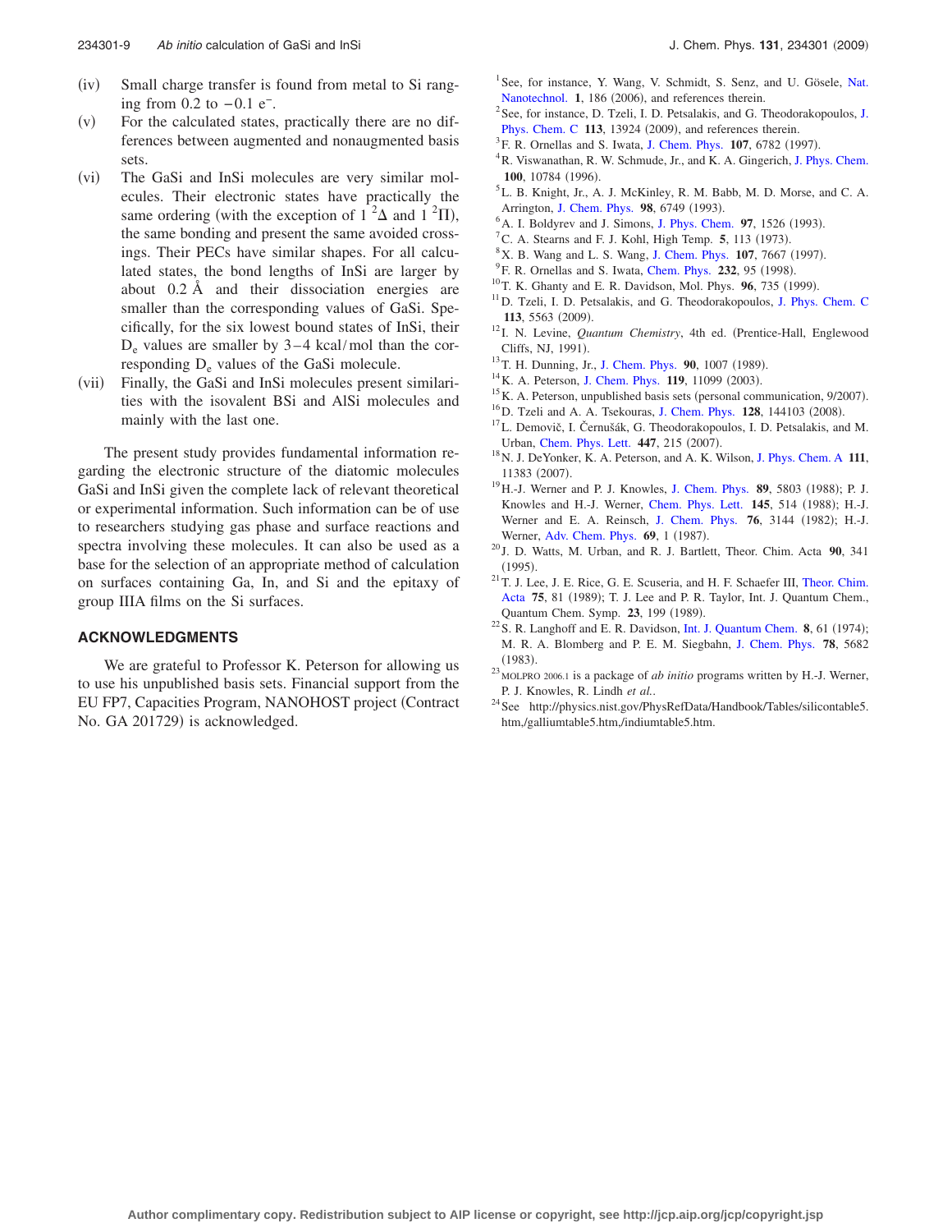(iv) Small charge transfer is found from metal to Si ranging from 0.2 to $-0.1$ e$^{-}$.

(v) For the calculated states, practically there are no differences between augmented and nonaugmented basis sets.

(vi) The GaSi and InSi molecules are very similar molecules. Their electronic states have practically the same ordering (with the exception of $1\ ^2\Delta$ and $1\ ^2\Pi$), the same bonding and present the same avoided crossings. Their PECs have similar shapes. For all calculated states, the bond lengths of InSi are larger by about 0.2 Å and their dissociation energies are smaller than the corresponding values of GaSi. Specifically, for the six lowest bound states of InSi, their $D_e$ values are smaller by 3–4 kcal/mol than the corresponding $D_e$ values of the GaSi molecule.

(vii) Finally, the GaSi and InSi molecules present similarities with the isovalent BSi and AlSi molecules and mainly with the last one.

The present study provides fundamental information regarding the electronic structure of the diatomic molecules GaSi and InSi given the complete lack of relevant theoretical or experimental information. Such information can be of use to researchers studying gas phase and surface reactions and spectra involving these molecules. It can also be used as a base for the selection of an appropriate method of calculation on surfaces containing Ga, In, and Si and the epitaxy of group IIIA films on the Si surfaces.

## ACKNOWLEDGMENTS

We are grateful to Professor K. Peterson for allowing us to use his unpublished basis sets. Financial support from the EU FP7, Capacities Program, NANOHOST project (Contract No. GA 201729) is acknowledged.

[1] See, for instance, Y. Wang, V. Schmidt, S. Senz, and U. Gösele, Nat. Nanotechnol. **1**, 186 (2006), and references therein.

[2] See, for instance, D. Tzeli, I. D. Petsalakis, and G. Theodorakopoulos, J. Phys. Chem. C **113**, 13924 (2009), and references therein.

[3] F. R. Ornellas and S. Iwata, J. Chem. Phys. **107**, 6782 (1997).

[4] R. Viswanathan, R. W. Schmude, Jr., and K. A. Gingerich, J. Phys. Chem. **100**, 10784 (1996).

[5] L. B. Knight, Jr., A. J. McKinley, R. M. Babb, M. D. Morse, and C. A. Arrington, J. Chem. Phys. **98**, 6749 (1993).

[6] A. I. Boldyrev and J. Simons, J. Phys. Chem. **97**, 1526 (1993).

[7] C. A. Stearns and F. J. Kohl, High Temp. **5**, 113 (1973).

[8] X. B. Wang and L. S. Wang, J. Chem. Phys. **107**, 7667 (1997).

[9] F. R. Ornellas and S. Iwata, Chem. Phys. **232**, 95 (1998).

[10] T. K. Ghanty and E. R. Davidson, Mol. Phys. **96**, 735 (1999).

[11] D. Tzeli, I. D. Petsalakis, and G. Theodorakopoulos, J. Phys. Chem. C **113**, 5563 (2009).

[12] I. N. Levine, *Quantum Chemistry*, 4th ed. (Prentice-Hall, Englewood Cliffs, NJ, 1991).

[13] T. H. Dunning, Jr., J. Chem. Phys. **90**, 1007 (1989).

[14] K. A. Peterson, J. Chem. Phys. **119**, 11099 (2003).

[15] K. A. Peterson, unpublished basis sets (personal communication, 9/2007).

[16] D. Tzeli and A. A. Tsekouras, J. Chem. Phys. **128**, 144103 (2008).

[17] L. Demovič, I. Černušák, G. Theodorakopoulos, I. D. Petsalakis, and M. Urban, Chem. Phys. Lett. **447**, 215 (2007).

[18] N. J. DeYonker, K. A. Peterson, and A. K. Wilson, J. Phys. Chem. A **111**, 11383 (2007).

[19] H.-J. Werner and P. J. Knowles, J. Chem. Phys. **89**, 5803 (1988); P. J. Knowles and H.-J. Werner, Chem. Phys. Lett. **145**, 514 (1988); H.-J. Werner and E. A. Reinsch, J. Chem. Phys. **76**, 3144 (1982); H.-J. Werner, Adv. Chem. Phys. **69**, 1 (1987).

[20] J. D. Watts, M. Urban, and R. J. Bartlett, Theor. Chim. Acta **90**, 341 (1995).

[21] T. J. Lee, J. E. Rice, G. E. Scuseria, and H. F. Schaefer III, Theor. Chim. Acta **75**, 81 (1989); T. J. Lee and P. R. Taylor, Int. J. Quantum Chem., Quantum Chem. Symp. **23**, 199 (1989).

[22] S. R. Langhoff and E. R. Davidson, Int. J. Quantum Chem. **8**, 61 (1974); M. R. A. Blomberg and P. E. M. Siegbahn, J. Chem. Phys. **78**, 5682 (1983).

[23] MOLPRO 2006.1 is a package of *ab initio* programs written by H.-J. Werner, P. J. Knowles, R. Lindh *et al.*.

[24] See http://physics.nist.gov/PhysRefData/Handbook/Tables/silicontable5.htm,/galliumtable5.htm,/indiumtable5.htm.